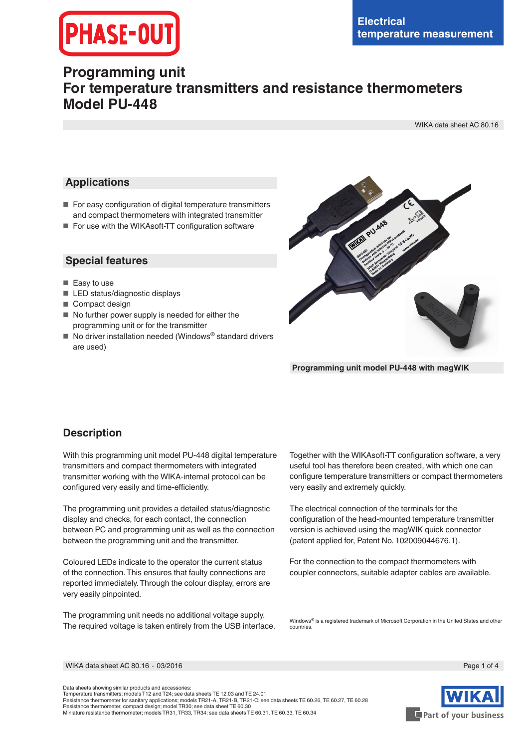PHASE-OUT

Electrical temperature measurement

# Programming unit
# For temperature transmitters and resistance thermometers
# Model PU-448

WIKA data sheet AC 80.16

## Applications

- For easy configuration of digital temperature transmitters and compact thermometers with integrated transmitter
- For use with the WIKAsoft-TT configuration software

## Special features

- Easy to use
- LED status/diagnostic displays
- Compact design
- No further power supply is needed for either the programming unit or for the transmitter
- No driver installation needed (Windows® standard drivers are used)

**Programming unit model PU-448 with magWIK**

## Description

With this programming unit model PU-448 digital temperature transmitters and compact thermometers with integrated transmitter working with the WIKA-internal protocol can be configured very easily and time-efficiently.

The programming unit provides a detailed status/diagnostic display and checks, for each contact, the connection between PC and programming unit as well as the connection between the programming unit and the transmitter.

Coloured LEDs indicate to the operator the current status of the connection. This ensures that faulty connections are reported immediately. Through the colour display, errors are very easily pinpointed.

The programming unit needs no additional voltage supply. The required voltage is taken entirely from the USB interface.

Together with the WIKAsoft-TT configuration software, a very useful tool has therefore been created, with which one can configure temperature transmitters or compact thermometers very easily and extremely quickly.

The electrical connection of the terminals for the configuration of the head-mounted temperature transmitter version is achieved using the magWIK quick connector (patent applied for, Patent No. 102009044676.1).

For the connection to the compact thermometers with coupler connectors, suitable adapter cables are available.

Windows® is a registered trademark of Microsoft Corporation in the United States and other countries.

WIKA data sheet AC 80.16 · 03/2016

Data sheets showing similar products and accessories:
Temperature transmitters; models T12 and T24; see data sheets TE 12.03 and TE 24.01
Resistance thermometer for sanitary applications; models TR21-A, TR21-B, TR21-C; see data sheets TE 60.26, TE 60.27, TE 60.28
Resistance thermometer, compact design; model TR30; see data sheet TE 60.30
Miniature resistance thermometer; models TR31, TR33, TR34; see data sheets TE 60.31, TE 60.33, TE 60.34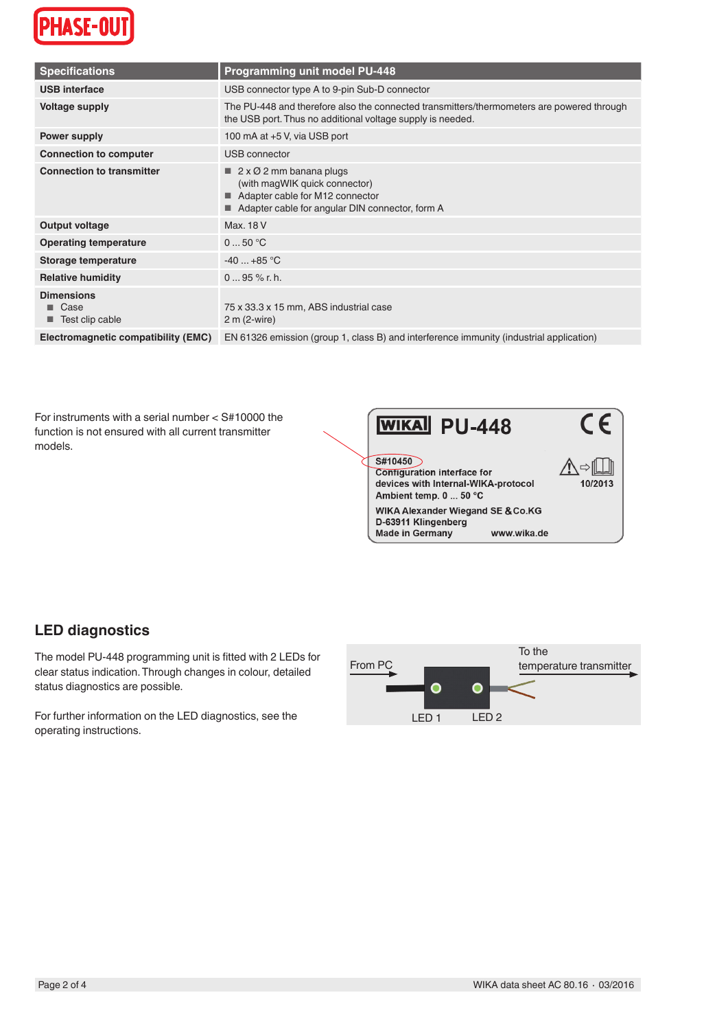PHASE-OUT

| Specifications | Programming unit model PU-448 |
|---|---|
| **USB interface** | USB connector type A to 9-pin Sub-D connector |
| **Voltage supply** | The PU-448 and therefore also the connected transmitters/thermometers are powered through the USB port. Thus no additional voltage supply is needed. |
| **Power supply** | 100 mA at +5 V, via USB port |
| **Connection to computer** | USB connector |
| **Connection to transmitter** | ■ 2 x Ø 2 mm banana plugs (with magWIK quick connector)<br>■ Adapter cable for M12 connector<br>■ Adapter cable for angular DIN connector, form A |
| **Output voltage** | Max. 18 V |
| **Operating temperature** | 0 ... 50 °C |
| **Storage temperature** | -40 ... +85 °C |
| **Relative humidity** | 0 ... 95 % r. h. |
| **Dimensions**<br>■ Case<br>■ Test clip cable | <br>75 x 33.3 x 15 mm, ABS industrial case<br>2 m (2-wire) |
| **Electromagnetic compatibility (EMC)** | EN 61326 emission (group 1, class B) and interference immunity (industrial application) |

For instruments with a serial number < S#10000 the function is not ensured with all current transmitter models.

WIKA PU-448 CE

S#10450
Configuration interface for devices with Internal-WIKA-protocol
Ambient temp. 0 ... 50 °C
10/2013
WIKA Alexander Wiegand SE & Co.KG
D-63911 Klingenberg
Made in Germany www.wika.de

## LED diagnostics

The model PU-448 programming unit is fitted with 2 LEDs for clear status indication. Through changes in colour, detailed status diagnostics are possible.

For further information on the LED diagnostics, see the operating instructions.

From PC — To the temperature transmitter

LED 1 LED 2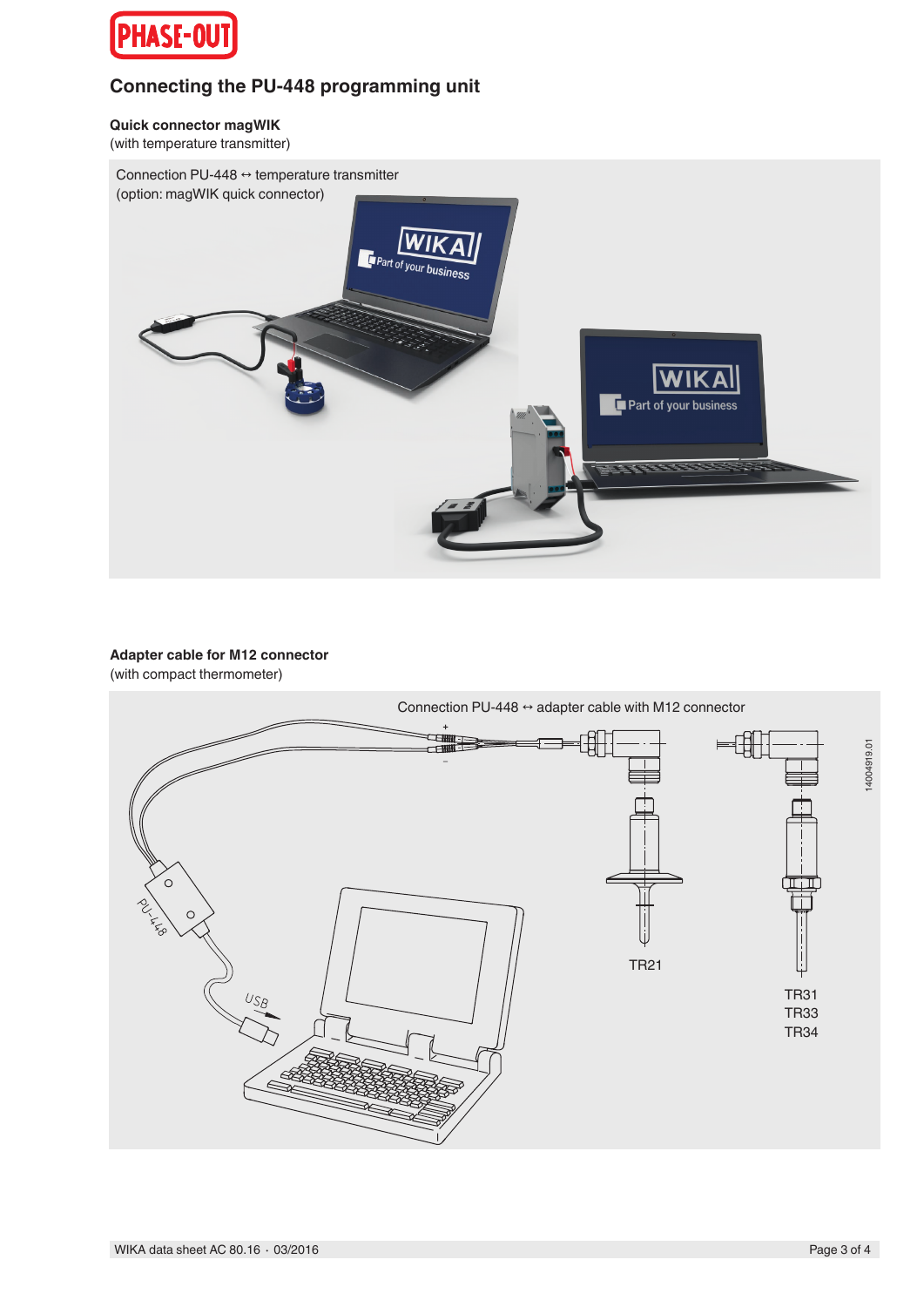PHASE-OUT

## Connecting the PU-448 programming unit

**Quick connector magWIK**
(with temperature transmitter)

Connection PU-448 ↔ temperature transmitter
(option: magWIK quick connector)

**Adapter cable for M12 connector**
(with compact thermometer)

Connection PU-448 ↔ adapter cable with M12 connector

PU-448

USB

TR21

TR31
TR33
TR34

14004919.01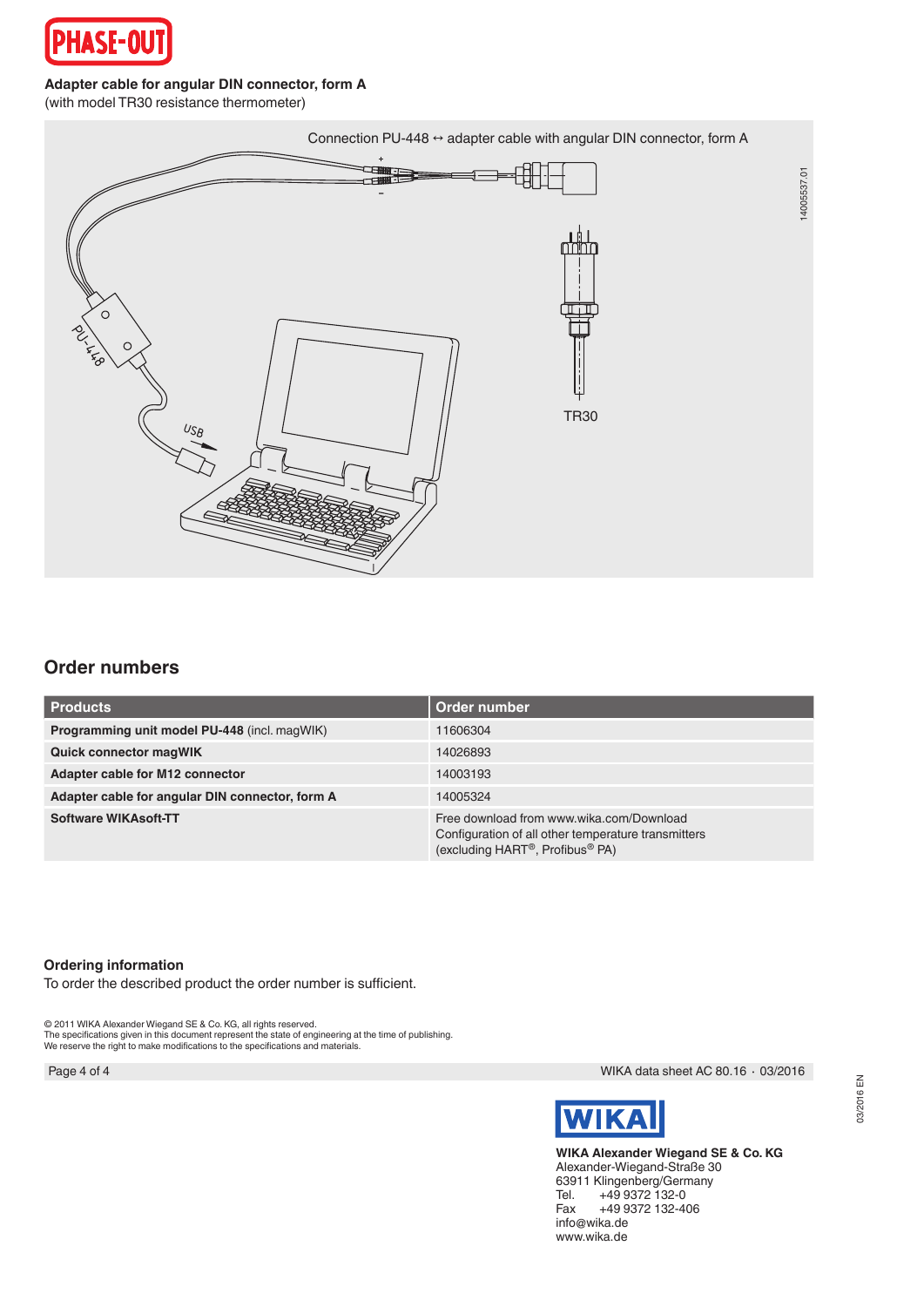PHASE-OUT

**Adapter cable for angular DIN connector, form A**
(with model TR30 resistance thermometer)

Connection PU-448 ↔ adapter cable with angular DIN connector, form A

PU-448

USB

TR30

14005537.01

## Order numbers

| Products | Order number |
|---|---|
| **Programming unit model PU-448** (incl. magWIK) | 11606304 |
| **Quick connector magWIK** | 14026893 |
| **Adapter cable for M12 connector** | 14003193 |
| **Adapter cable for angular DIN connector, form A** | 14005324 |
| **Software WIKAsoft-TT** | Free download from www.wika.com/Download<br>Configuration of all other temperature transmitters<br>(excluding HART®, Profibus® PA) |

**Ordering information**
To order the described product the order number is sufficient.

© 2011 WIKA Alexander Wiegand SE & Co. KG, all rights reserved.
The specifications given in this document represent the state of engineering at the time of publishing.
We reserve the right to make modifications to the specifications and materials.

WIKA data sheet AC 80.16 · 03/2016

WIKA

**WIKA Alexander Wiegand SE & Co. KG**
Alexander-Wiegand-Straße 30
63911 Klingenberg/Germany
Tel. +49 9372 132-0
Fax +49 9372 132-406
info@wika.de
www.wika.de

03/2016 EN